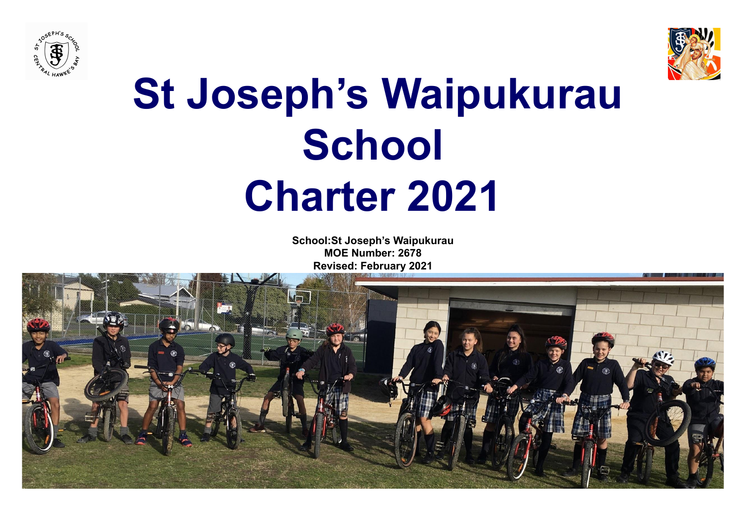# St Joseph's Waipukurau School Charter 2021

**School:St Joseph's Waipukurau**
**MOE Number: 2678**
**Revised: February 2021**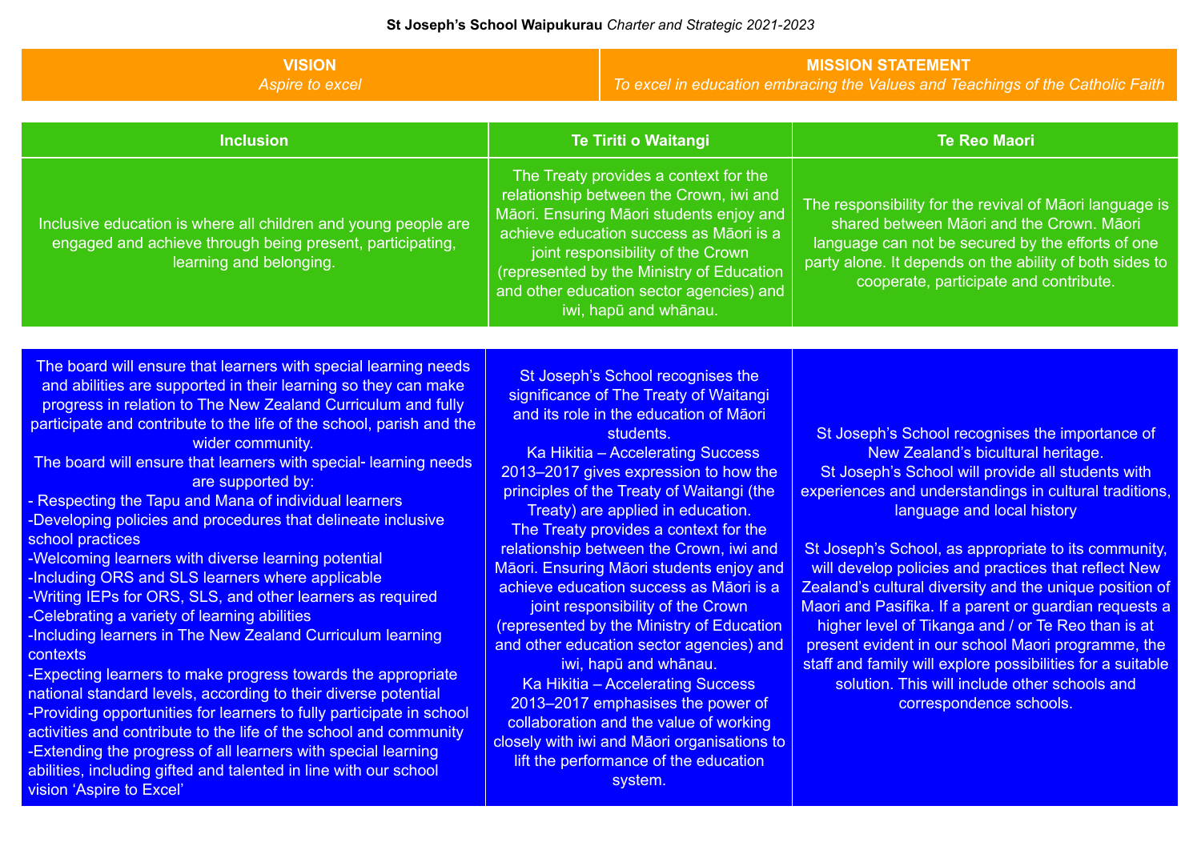**St Joseph's School Waipukurau** *Charter and Strategic 2021-2023*

| VISION | MISSION STATEMENT |
| --- | --- |
| *Aspire to excel* | *To excel in education embracing the Values and Teachings of the Catholic Faith* |

| Inclusion | Te Tiriti o Waitangi | Te Reo Maori |
| --- | --- | --- |
| Inclusive education is where all children and young people are engaged and achieve through being present, participating, learning and belonging. | The Treaty provides a context for the relationship between the Crown, iwi and Māori. Ensuring Māori students enjoy and achieve education success as Māori is a joint responsibility of the Crown (represented by the Ministry of Education and other education sector agencies) and iwi, hapū and whānau. | The responsibility for the revival of Māori language is shared between Māori and the Crown. Māori language can not be secured by the efforts of one party alone. It depends on the ability of both sides to cooperate, participate and contribute. |
| The board will ensure that learners with special learning needs and abilities are supported in their learning so they can make progress in relation to The New Zealand Curriculum and fully participate and contribute to the life of the school, parish and the wider community.<br>The board will ensure that learners with special- learning needs are supported by:<br>- Respecting the Tapu and Mana of individual learners<br>-Developing policies and procedures that delineate inclusive school practices<br>-Welcoming learners with diverse learning potential<br>-Including ORS and SLS learners where applicable<br>-Writing IEPs for ORS, SLS, and other learners as required<br>-Celebrating a variety of learning abilities<br>-Including learners in The New Zealand Curriculum learning contexts<br>-Expecting learners to make progress towards the appropriate national standard levels, according to their diverse potential<br>-Providing opportunities for learners to fully participate in school activities and contribute to the life of the school and community<br>-Extending the progress of all learners with special learning abilities, including gifted and talented in line with our school vision 'Aspire to Excel' | St Joseph's School recognises the significance of The Treaty of Waitangi and its role in the education of Māori students.<br>Ka Hikitia – Accelerating Success 2013–2017 gives expression to how the principles of the Treaty of Waitangi (the Treaty) are applied in education.<br>The Treaty provides a context for the relationship between the Crown, iwi and Māori. Ensuring Māori students enjoy and achieve education success as Māori is a joint responsibility of the Crown (represented by the Ministry of Education and other education sector agencies) and iwi, hapū and whānau.<br>Ka Hikitia – Accelerating Success 2013–2017 emphasises the power of collaboration and the value of working closely with iwi and Māori organisations to lift the performance of the education system. | St Joseph's School recognises the importance of New Zealand's bicultural heritage.<br>St Joseph's School will provide all students with experiences and understandings in cultural traditions, language and local history<br><br>St Joseph's School, as appropriate to its community, will develop policies and practices that reflect New Zealand's cultural diversity and the unique position of Maori and Pasifika. If a parent or guardian requests a higher level of Tikanga and / or Te Reo than is at present evident in our school Maori programme, the staff and family will explore possibilities for a suitable solution. This will include other schools and correspondence schools. |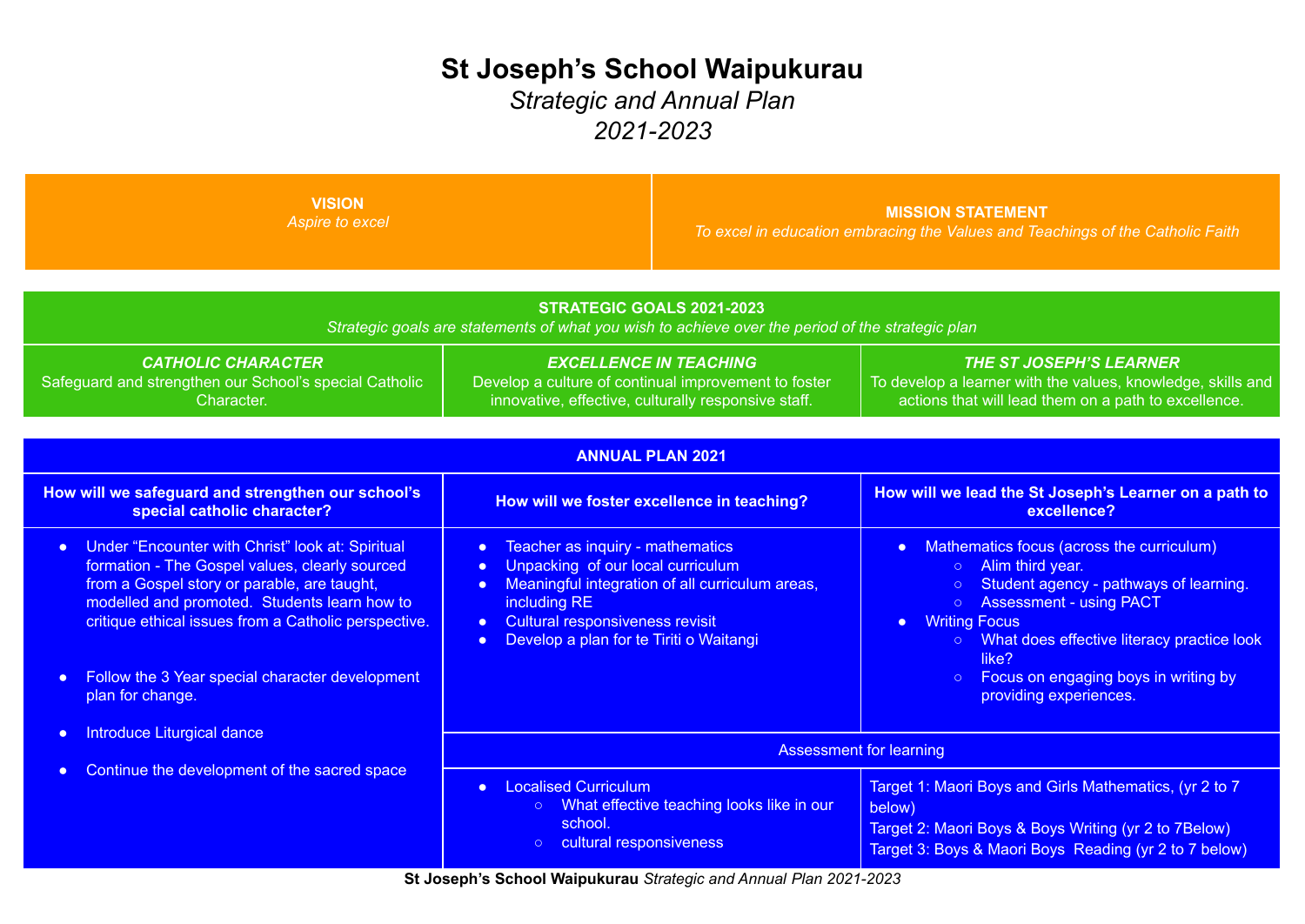# St Joseph's School Waipukurau

*Strategic and Annual Plan*

*2021-2023*

| VISION | MISSION STATEMENT |
|---|---|
| *Aspire to excel* | *To excel in education embracing the Values and Teachings of the Catholic Faith* |

## STRATEGIC GOALS 2021-2023

*Strategic goals are statements of what you wish to achieve over the period of the strategic plan*

| *CATHOLIC CHARACTER* | *EXCELLENCE IN TEACHING* | *THE ST JOSEPH'S LEARNER* |
|---|---|---|
| Safeguard and strengthen our School's special Catholic Character. | Develop a culture of continual improvement to foster innovative, effective, culturally responsive staff. | To develop a learner with the values, knowledge, skills and actions that will lead them on a path to excellence. |

## ANNUAL PLAN 2021

**How will we safeguard and strengthen our school's special catholic character?**

- Under "Encounter with Christ" look at: Spiritual formation - The Gospel values, clearly sourced from a Gospel story or parable, are taught, modelled and promoted. Students learn how to critique ethical issues from a Catholic perspective.
- Follow the 3 Year special character development plan for change.
- Introduce Liturgical dance
- Continue the development of the sacred space

**How will we foster excellence in teaching?**

- Teacher as inquiry - mathematics
- Unpacking of our local curriculum
- Meaningful integration of all curriculum areas, including RE
- Cultural responsiveness revisit
- Develop a plan for te Tiriti o Waitangi

**How will we lead the St Joseph's Learner on a path to excellence?**

- Mathematics focus (across the curriculum)
  - Alim third year.
  - Student agency - pathways of learning.
  - Assessment - using PACT
- Writing Focus
  - What does effective literacy practice look like?
  - Focus on engaging boys in writing by providing experiences.

**Assessment for learning**

- Localised Curriculum
  - What effective teaching looks like in our school.
  - cultural responsiveness

Target 1: Maori Boys and Girls Mathematics, (yr 2 to 7 below)

Target 2: Maori Boys & Boys Writing (yr 2 to 7Below)

Target 3: Boys & Maori Boys Reading (yr 2 to 7 below)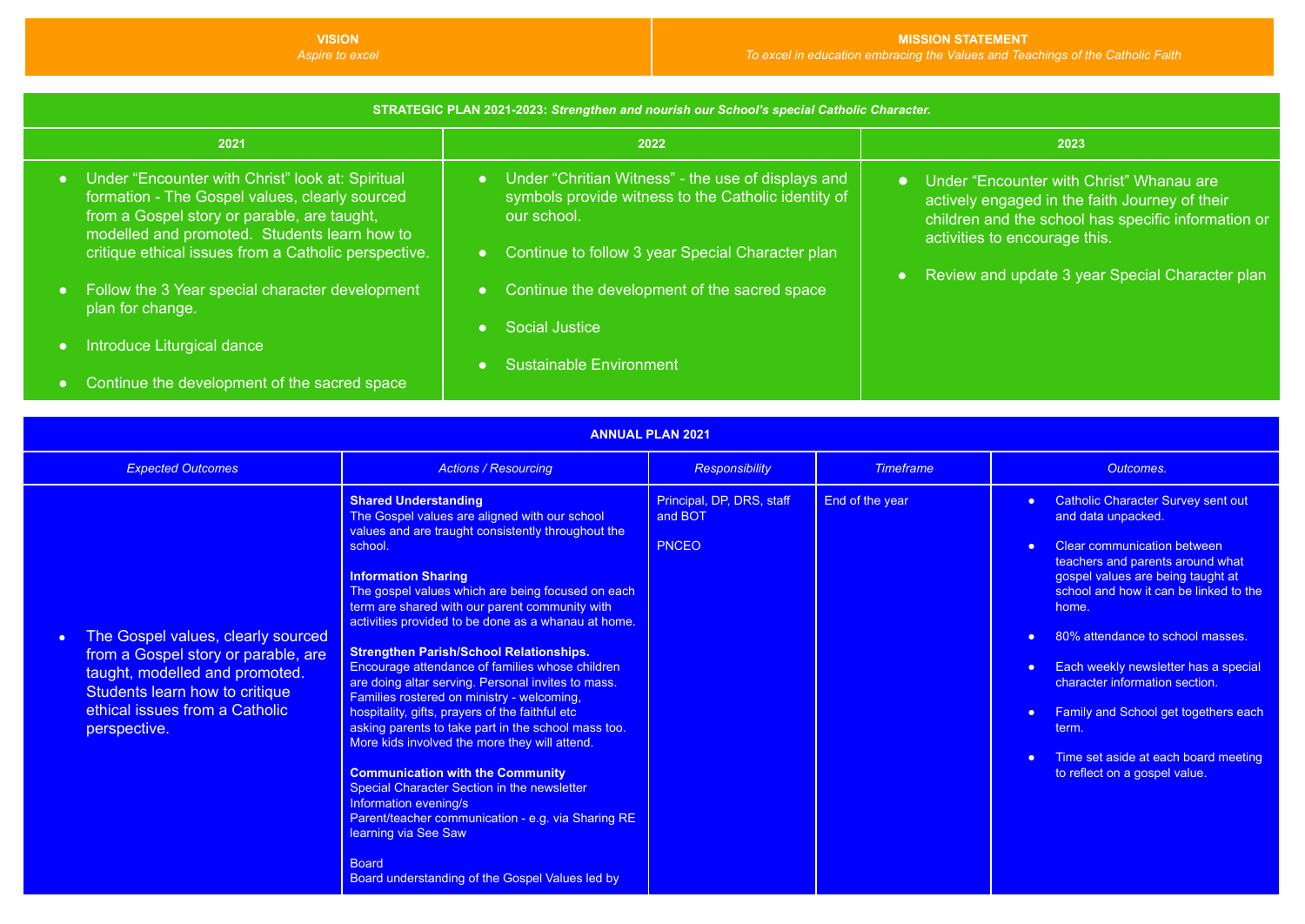| **VISION** | **MISSION STATEMENT** |
|---|---|
| *Aspire to excel* | *To excel in education embracing the Values and Teachings of the Catholic Faith* |

| **STRATEGIC PLAN 2021-2023:** ***Strengthen and nourish our School's special Catholic Character.*** | | |
|---|---|---|
| **2021** | **2022** | **2023** |
| • Under "Encounter with Christ" look at: Spiritual formation - The Gospel values, clearly sourced from a Gospel story or parable, are taught, modelled and promoted. Students learn how to critique ethical issues from a Catholic perspective.<br><br>• Follow the 3 Year special character development plan for change.<br><br>• Introduce Liturgical dance<br><br>• Continue the development of the sacred space | • Under "Chritian Witness" - the use of displays and symbols provide witness to the Catholic identity of our school.<br><br>• Continue to follow 3 year Special Character plan<br><br>• Continue the development of the sacred space<br><br>• Social Justice<br><br>• Sustainable Environment | • Under "Encounter with Christ" Whanau are actively engaged in the faith Journey of their children and the school has specific information or activities to encourage this.<br><br>• Review and update 3 year Special Character plan |

| **ANNUAL PLAN 2021** | | | | |
|---|---|---|---|---|
| *Expected Outcomes* | *Actions / Resourcing* | *Responsibility* | *Timeframe* | *Outcomes.* |
| • The Gospel values, clearly sourced from a Gospel story or parable, are taught, modelled and promoted. Students learn how to critique ethical issues from a Catholic perspective. | **Shared Understanding**<br>The Gospel values are aligned with our school values and are traught consistently throughout the school.<br><br>**Information Sharing**<br>The gospel values which are being focused on each term are shared with our parent community with activities provided to be done as a whanau at home.<br><br>**Strengthen Parish/School Relationships.**<br>Encourage attendance of families whose children are doing altar serving. Personal invites to mass. Families rostered on ministry - welcoming, hospitality, gifts, prayers of the faithful etc asking parents to take part in the school mass too. More kids involved the more they will attend.<br><br>**Communication with the Community**<br>Special Character Section in the newsletter<br>Information evening/s<br>Parent/teacher communication - e.g. via Sharing RE learning via See Saw<br><br>Board<br>Board understanding of the Gospel Values led by | Principal, DP, DRS, staff and BOT<br><br>PNCEO | End of the year | • Catholic Character Survey sent out and data unpacked.<br><br>• Clear communication between teachers and parents around what gospel values are being taught at school and how it can be linked to the home.<br><br>• 80% attendance to school masses.<br><br>• Each weekly newsletter has a special character information section.<br><br>• Family and School get togethers each term.<br><br>• Time set aside at each board meeting to reflect on a gospel value. |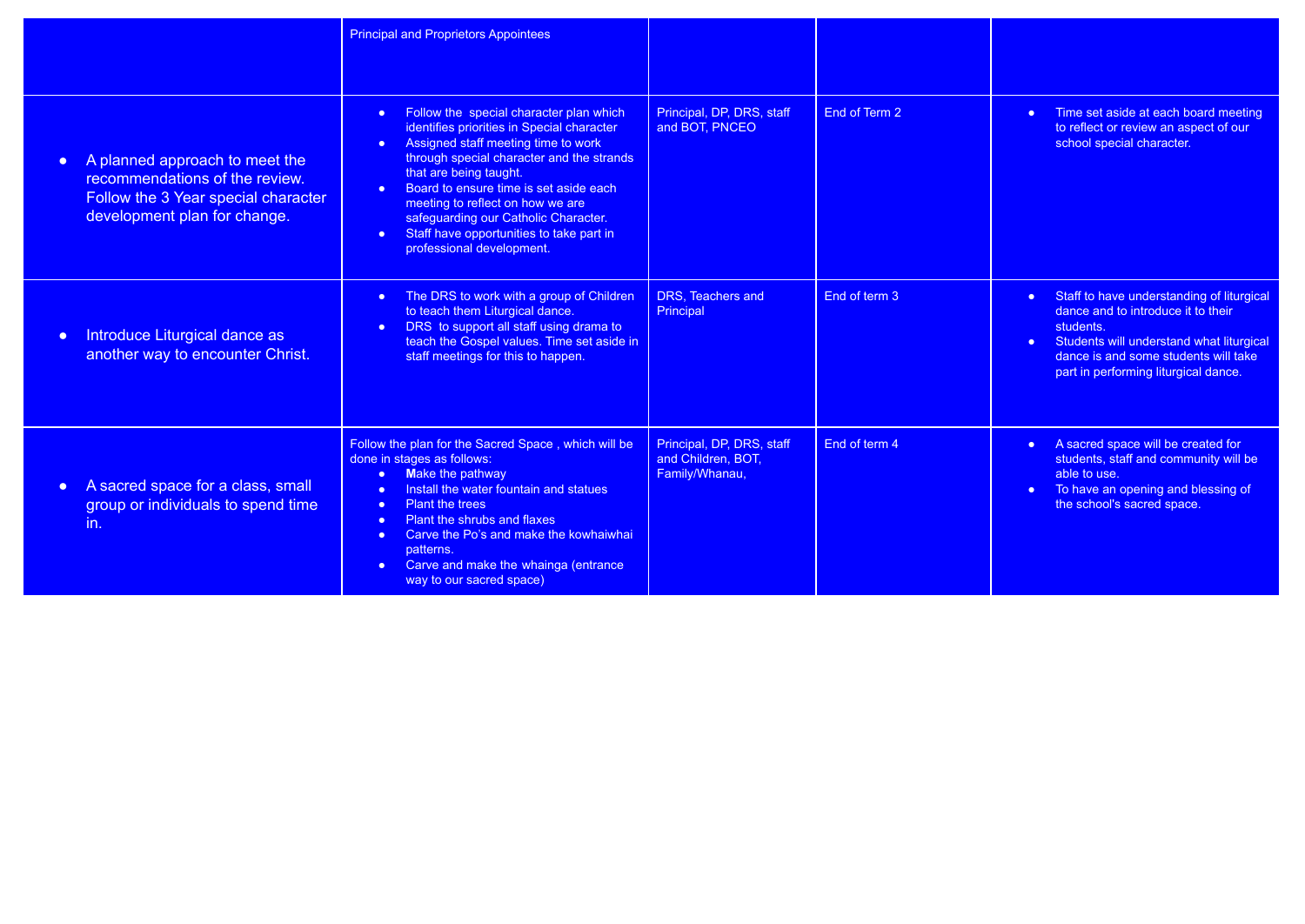| | | | | |
|---|---|---|---|---|
| | Principal and Proprietors Appointees | | | |
| • A planned approach to meet the recommendations of the review. Follow the 3 Year special character development plan for change. | • Follow the special character plan which identifies priorities in Special character<br>• Assigned staff meeting time to work through special character and the strands that are being taught.<br>• Board to ensure time is set aside each meeting to reflect on how we are safeguarding our Catholic Character.<br>• Staff have opportunities to take part in professional development. | Principal, DP, DRS, staff and BOT, PNCEO | End of Term 2 | • Time set aside at each board meeting to reflect or review an aspect of our school special character. |
| • Introduce Liturgical dance as another way to encounter Christ. | • The DRS to work with a group of Children to teach them Liturgical dance.<br>• DRS to support all staff using drama to teach the Gospel values. Time set aside in staff meetings for this to happen. | DRS, Teachers and Principal | End of term 3 | • Staff to have understanding of liturgical dance and to introduce it to their students.<br>• Students will understand what liturgical dance is and some students will take part in performing liturgical dance. |
| • A sacred space for a class, small group or individuals to spend time in. | Follow the plan for the Sacred Space , which will be done in stages as follows:<br>• Make the pathway<br>• Install the water fountain and statues<br>• Plant the trees<br>• Plant the shrubs and flaxes<br>• Carve the Po's and make the kowhaiwhai patterns.<br>• Carve and make the whainga (entrance way to our sacred space) | Principal, DP, DRS, staff and Children, BOT, Family/Whanau, | End of term 4 | • A sacred space will be created for students, staff and community will be able to use.<br>• To have an opening and blessing of the school's sacred space. |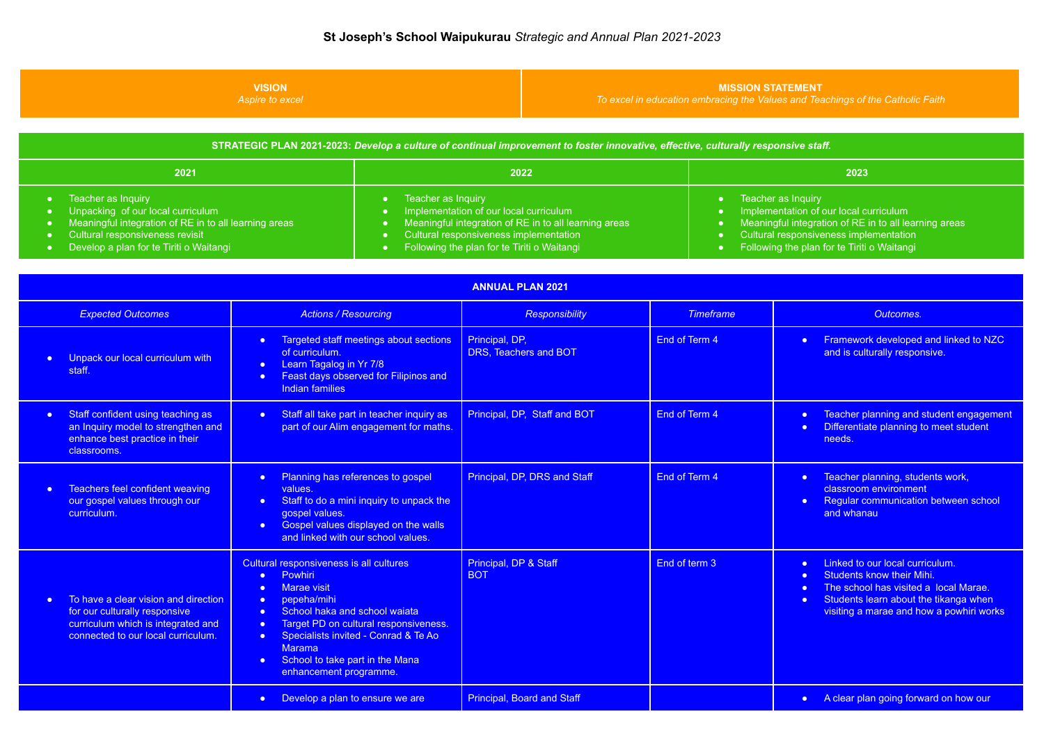**St Joseph's School Waipukurau** *Strategic and Annual Plan 2021-2023*

| **VISION**<br>*Aspire to excel* | **MISSION STATEMENT**<br>*To excel in education embracing the Values and Teachings of the Catholic Faith* |
|---|---|

| **STRATEGIC PLAN 2021-2023:** ***Develop a culture of continual improvement to foster innovative, effective, culturally responsive staff.*** | | |
|---|---|---|
| **2021** | **2022** | **2023** |
| • Teacher as Inquiry<br>• Unpacking of our local curriculum<br>• Meaningful integration of RE in to all learning areas<br>• Cultural responsiveness revisit<br>• Develop a plan for te Tiriti o Waitangi | • Teacher as Inquiry<br>• Implementation of our local curriculum<br>• Meaningful integration of RE in to all learning areas<br>• Cultural responsiveness implementation<br>• Following the plan for te Tiriti o Waitangi | • Teacher as Inquiry<br>• Implementation of our local curriculum<br>• Meaningful integration of RE in to all learning areas<br>• Cultural responsiveness implementation<br>• Following the plan for te Tiriti o Waitangi |

**ANNUAL PLAN 2021**

| *Expected Outcomes* | *Actions / Resourcing* | *Responsibility* | *Timeframe* | *Outcomes.* |
|---|---|---|---|---|
| • Unpack our local curriculum with staff. | • Targeted staff meetings about sections of curriculum.<br>• Learn Tagalog in Yr 7/8<br>• Feast days observed for Filipinos and Indian families | Principal, DP,<br>DRS, Teachers and BOT | End of Term 4 | • Framework developed and linked to NZC and is culturally responsive. |
| • Staff confident using teaching as an Inquiry model to strengthen and enhance best practice in their classrooms. | • Staff all take part in teacher inquiry as part of our Alim engagement for maths. | Principal, DP, Staff and BOT | End of Term 4 | • Teacher planning and student engagement<br>• Differentiate planning to meet student needs. |
| • Teachers feel confident weaving our gospel values through our curriculum. | • Planning has references to gospel values.<br>• Staff to do a mini inquiry to unpack the gospel values.<br>• Gospel values displayed on the walls and linked with our school values. | Principal, DP, DRS and Staff | End of Term 4 | • Teacher planning, students work, classroom environment<br>• Regular communication between school and whanau |
| • To have a clear vision and direction for our culturally responsive curriculum which is integrated and connected to our local curriculum. | Cultural responsiveness is all cultures<br>• Powhiri<br>• Marae visit<br>• pepeha/mihi<br>• School haka and school waiata<br>• Target PD on cultural responsiveness.<br>• Specialists invited - Conrad & Te Ao Marama<br>• School to take part in the Mana enhancement programme. | Principal, DP & Staff<br>BOT | End of term 3 | • Linked to our local curriculum.<br>• Students know their Mihi.<br>• The school has visited a local Marae.<br>• Students learn about the tikanga when visiting a marae and how a powhiri works |
| | • Develop a plan to ensure we are | Principal, Board and Staff | | • A clear plan going forward on how our |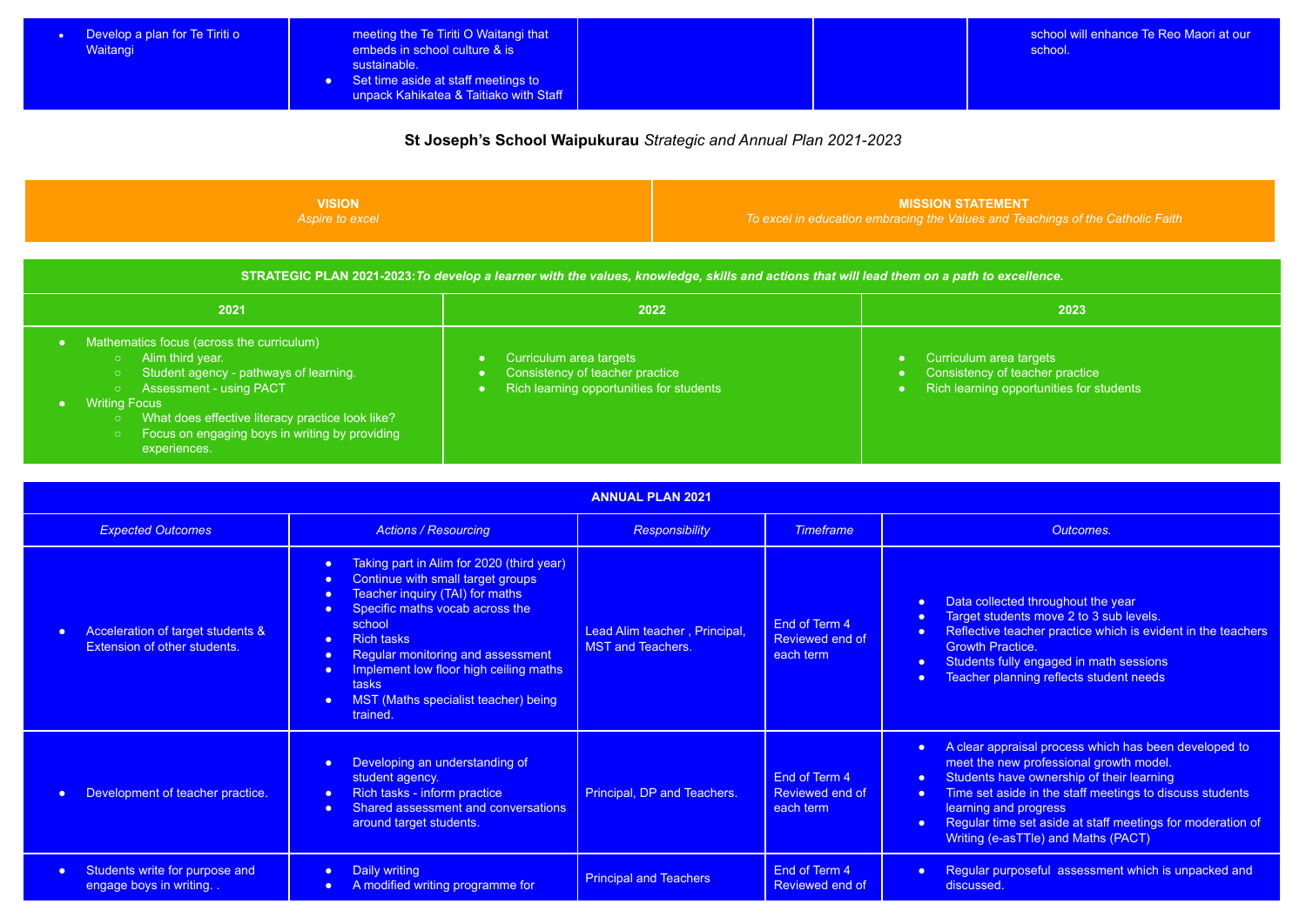| | | | | |
|---|---|---|---|---|
| • Develop a plan for Te Tiriti o Waitangi | meeting the Te Tiriti O Waitangi that embeds in school culture & is sustainable. <br>• Set time aside at staff meetings to unpack Kahikatea & Taitiako with Staff | | | school will enhance Te Reo Maori at our school. |

## St Joseph's School Waipukurau *Strategic and Annual Plan 2021-2023*

| **VISION** | **MISSION STATEMENT** |
|---|---|
| *Aspire to excel* | *To excel in education embracing the Values and Teachings of the Catholic Faith* |

| **STRATEGIC PLAN 2021-2023:** ***To develop a learner with the values, knowledge, skills and actions that will lead them on a path to excellence.*** | | |
|---|---|---|
| **2021** | **2022** | **2023** |
| • Mathematics focus (across the curriculum)<br>  ○ Alim third year.<br>  ○ Student agency - pathways of learning.<br>  ○ Assessment - using PACT<br>• Writing Focus<br>  ○ What does effective literacy practice look like?<br>  ○ Focus on engaging boys in writing by providing experiences. | • Curriculum area targets<br>• Consistency of teacher practice<br>• Rich learning opportunities for students | • Curriculum area targets<br>• Consistency of teacher practice<br>• Rich learning opportunities for students |

| **ANNUAL PLAN 2021** | | | | |
|---|---|---|---|---|
| *Expected Outcomes* | *Actions / Resourcing* | *Responsibility* | *Timeframe* | *Outcomes.* |
| • Acceleration of target students & Extension of other students. | • Taking part in Alim for 2020 (third year)<br>• Continue with small target groups<br>• Teacher inquiry (TAI) for maths<br>• Specific maths vocab across the school<br>• Rich tasks<br>• Regular monitoring and assessment<br>• Implement low floor high ceiling maths tasks<br>• MST (Maths specialist teacher) being trained. | Lead Alim teacher , Principal, MST and Teachers. | End of Term 4 Reviewed end of each term | • Data collected throughout the year<br>• Target students move 2 to 3 sub levels.<br>• Reflective teacher practice which is evident in the teachers Growth Practice.<br>• Students fully engaged in math sessions<br>• Teacher planning reflects student needs |
| • Development of teacher practice. | • Developing an understanding of student agency.<br>• Rich tasks - inform practice<br>• Shared assessment and conversations around target students. | Principal, DP and Teachers. | End of Term 4 Reviewed end of each term | • A clear appraisal process which has been developed to meet the new professional growth model.<br>• Students have ownership of their learning<br>• Time set aside in the staff meetings to discuss students learning and progress<br>• Regular time set aside at staff meetings for moderation of Writing (e-asTTle) and Maths (PACT) |
| • Students write for purpose and engage boys in writing. . | • Daily writing<br>• A modified writing programme for | Principal and Teachers | End of Term 4 Reviewed end of | • Regular purposeful assessment which is unpacked and discussed. |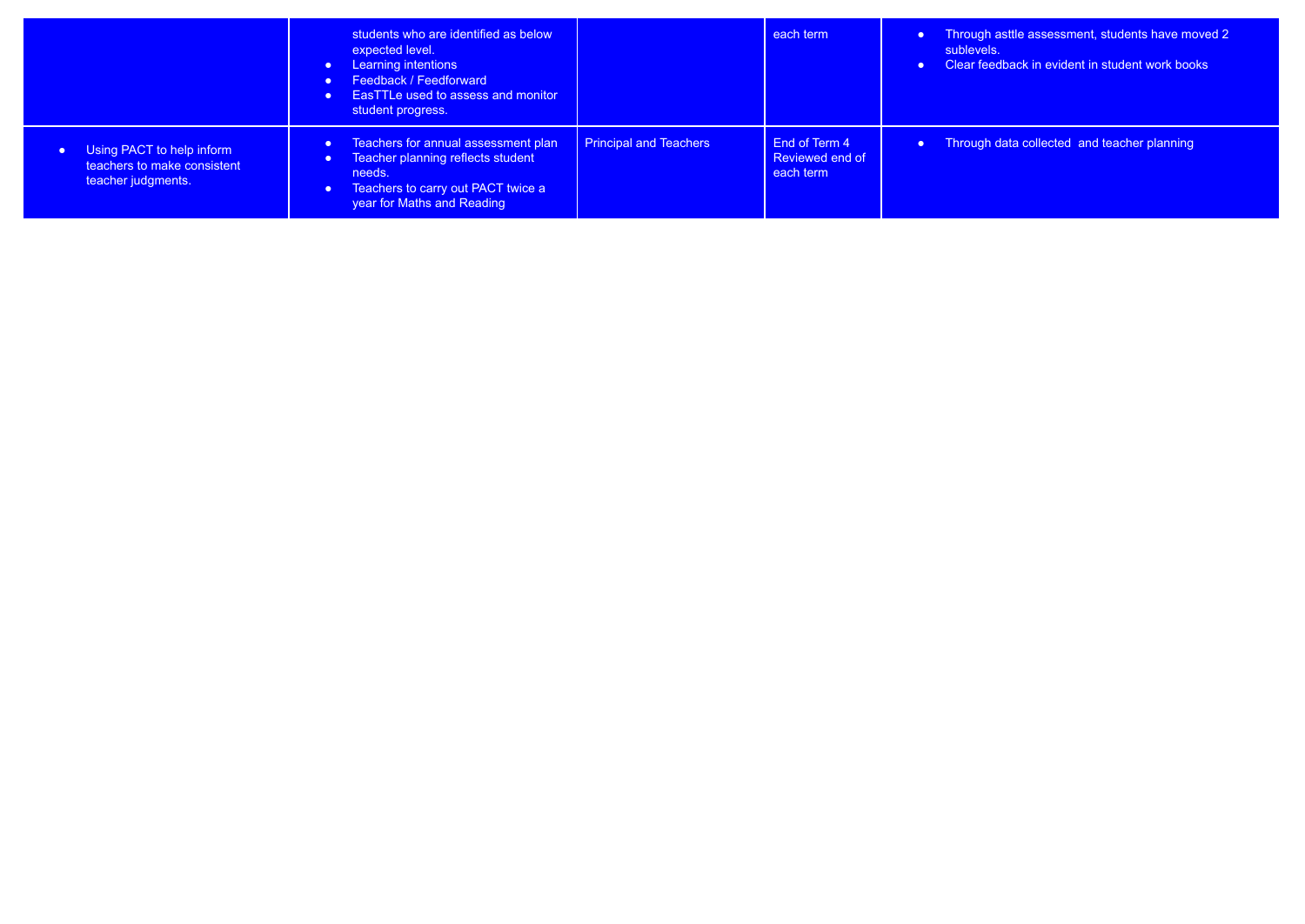| | | | | |
|---|---|---|---|---|
| | students who are identified as below expected level.<br>• Learning intentions<br>• Feedback / Feedforward<br>• EasTTLe used to assess and monitor student progress. | | each term | • Through asttle assessment, students have moved 2 sublevels.<br>• Clear feedback in evident in student work books |
| • Using PACT to help inform teachers to make consistent teacher judgments. | • Teachers for annual assessment plan<br>• Teacher planning reflects student needs.<br>• Teachers to carry out PACT twice a year for Maths and Reading | Principal and Teachers | End of Term 4 Reviewed end of each term | • Through data collected  and teacher planning |